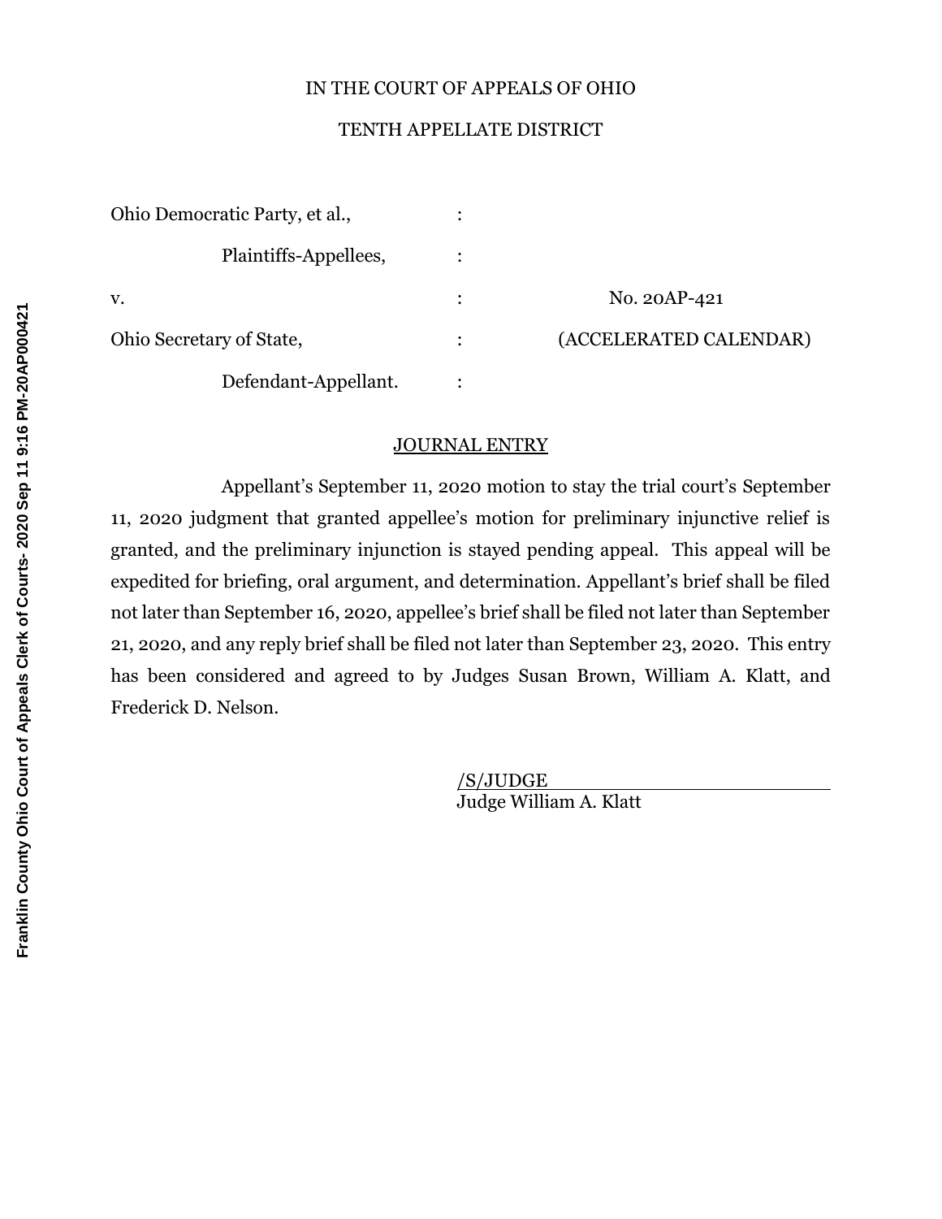IN THE COURT OF APPEALS OF OHIO

TENTH APPELLATE DISTRICT

| | | |
|---|---|---|
| Ohio Democratic Party, et al., | : | |
| Plaintiffs-Appellees, | : | |
| v. | : | No. 20AP-421 |
| Ohio Secretary of State, | : | (ACCELERATED CALENDAR) |
| Defendant-Appellant. | : | |

JOURNAL ENTRY

Appellant's September 11, 2020 motion to stay the trial court's September 11, 2020 judgment that granted appellee's motion for preliminary injunctive relief is granted, and the preliminary injunction is stayed pending appeal. This appeal will be expedited for briefing, oral argument, and determination. Appellant's brief shall be filed not later than September 16, 2020, appellee's brief shall be filed not later than September 21, 2020, and any reply brief shall be filed not later than September 23, 2020. This entry has been considered and agreed to by Judges Susan Brown, William A. Klatt, and Frederick D. Nelson.

/S/JUDGE
Judge William A. Klatt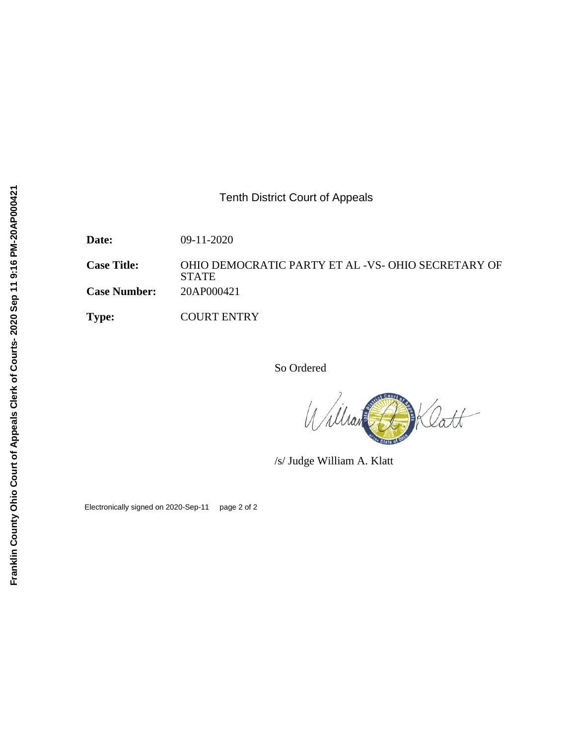Tenth District Court of Appeals

| | |
|---|---|
| **Date:** | 09-11-2020 |
| **Case Title:** | OHIO DEMOCRATIC PARTY ET AL -VS- OHIO SECRETARY OF STATE |
| **Case Number:** | 20AP000421 |
| **Type:** | COURT ENTRY |

So Ordered

/s/ Judge William A. Klatt

Electronically signed on 2020-Sep-11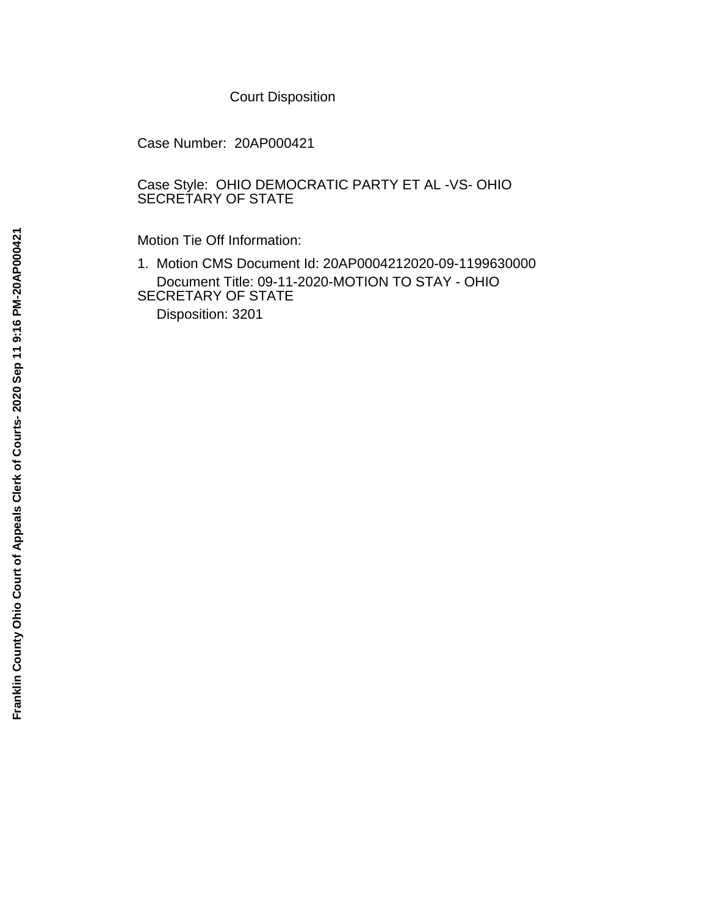# Court Disposition

Case Number: 20AP000421

Case Style: OHIO DEMOCRATIC PARTY ET AL -VS- OHIO SECRETARY OF STATE

Motion Tie Off Information:

1. Motion CMS Document Id: 20AP0004212020-09-1199630000
   Document Title: 09-11-2020-MOTION TO STAY - OHIO SECRETARY OF STATE
   Disposition: 3201